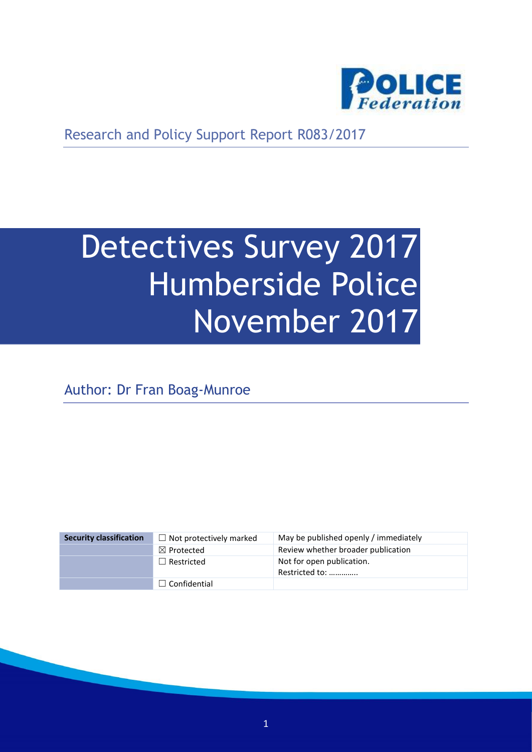Research and Policy Support Report R083/2017

# Detectives Survey 2017 Humberside Police November 2017

Author: Dr Fran Boag-Munroe

| Security classification | ☐ Not protectively marked | May be published openly / immediately |
| --- | --- | --- |
| | ☒ Protected | Review whether broader publication |
| | ☐ Restricted | Not for open publication. Restricted to: ………….. |
| | ☐ Confidential | |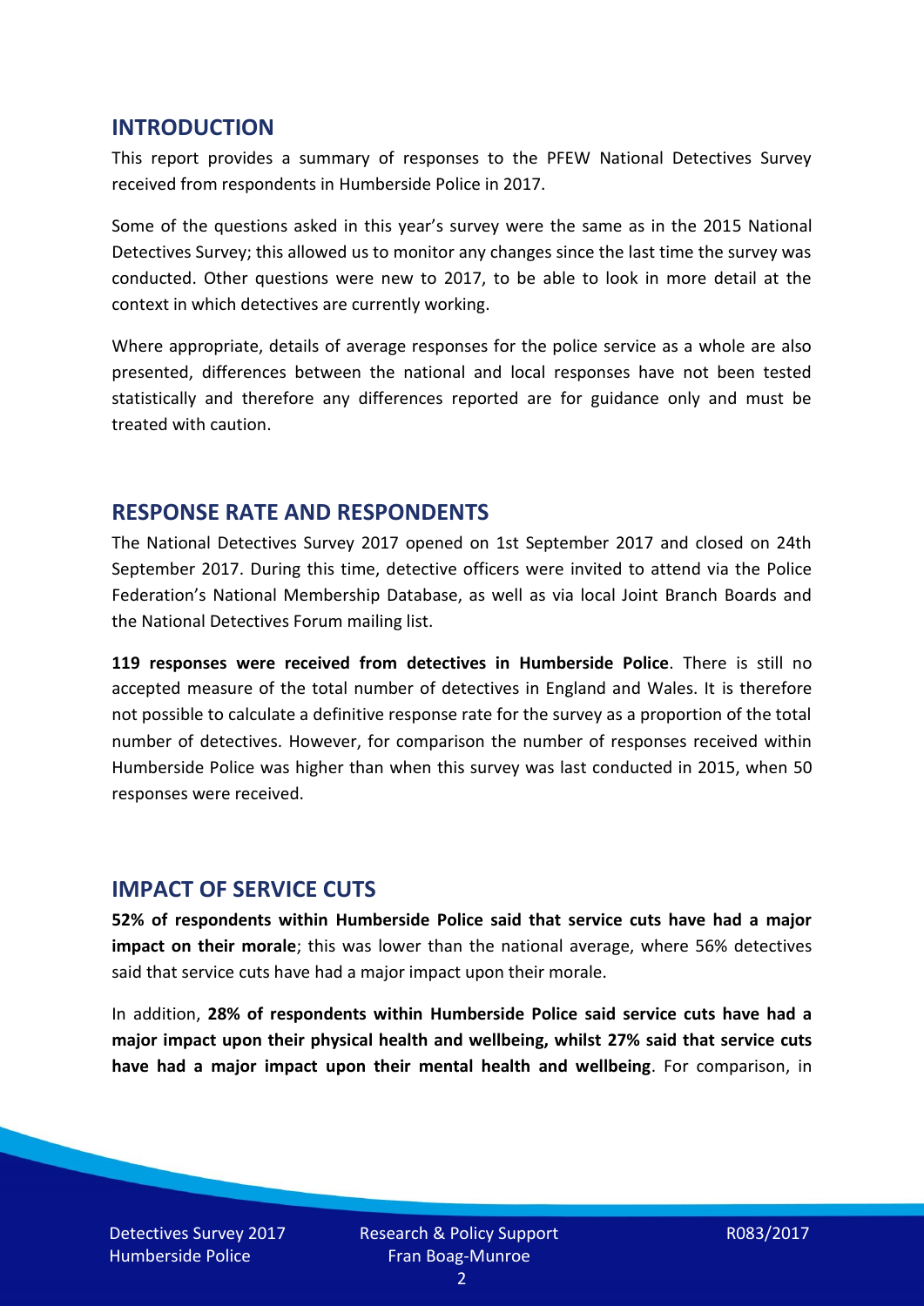## INTRODUCTION

This report provides a summary of responses to the PFEW National Detectives Survey received from respondents in Humberside Police in 2017.

Some of the questions asked in this year's survey were the same as in the 2015 National Detectives Survey; this allowed us to monitor any changes since the last time the survey was conducted. Other questions were new to 2017, to be able to look in more detail at the context in which detectives are currently working.

Where appropriate, details of average responses for the police service as a whole are also presented, differences between the national and local responses have not been tested statistically and therefore any differences reported are for guidance only and must be treated with caution.

## RESPONSE RATE AND RESPONDENTS

The National Detectives Survey 2017 opened on 1st September 2017 and closed on 24th September 2017. During this time, detective officers were invited to attend via the Police Federation's National Membership Database, as well as via local Joint Branch Boards and the National Detectives Forum mailing list.

**119 responses were received from detectives in Humberside Police**. There is still no accepted measure of the total number of detectives in England and Wales. It is therefore not possible to calculate a definitive response rate for the survey as a proportion of the total number of detectives. However, for comparison the number of responses received within Humberside Police was higher than when this survey was last conducted in 2015, when 50 responses were received.

## IMPACT OF SERVICE CUTS

**52% of respondents within Humberside Police said that service cuts have had a major impact on their morale**; this was lower than the national average, where 56% detectives said that service cuts have had a major impact upon their morale.

In addition, **28% of respondents within Humberside Police said service cuts have had a major impact upon their physical health and wellbeing, whilst 27% said that service cuts have had a major impact upon their mental health and wellbeing**. For comparison, in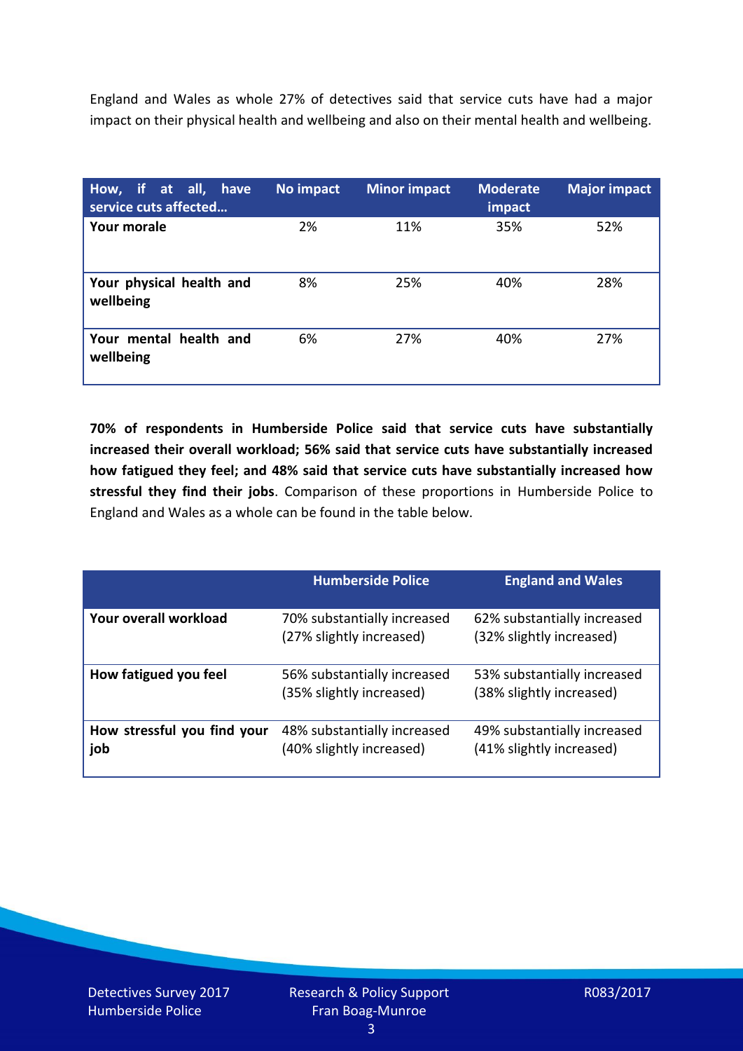England and Wales as whole 27% of detectives said that service cuts have had a major impact on their physical health and wellbeing and also on their mental health and wellbeing.

| How, if at all, have service cuts affected… | No impact | Minor impact | Moderate impact | Major impact |
|---|---|---|---|---|
| **Your morale** | 2% | 11% | 35% | 52% |
| **Your physical health and wellbeing** | 8% | 25% | 40% | 28% |
| **Your mental health and wellbeing** | 6% | 27% | 40% | 27% |

**70% of respondents in Humberside Police said that service cuts have substantially increased their overall workload; 56% said that service cuts have substantially increased how fatigued they feel; and 48% said that service cuts have substantially increased how stressful they find their jobs**. Comparison of these proportions in Humberside Police to England and Wales as a whole can be found in the table below.

| | Humberside Police | England and Wales |
|---|---|---|
| **Your overall workload** | 70% substantially increased (27% slightly increased) | 62% substantially increased (32% slightly increased) |
| **How fatigued you feel** | 56% substantially increased (35% slightly increased) | 53% substantially increased (38% slightly increased) |
| **How stressful you find your job** | 48% substantially increased (40% slightly increased) | 49% substantially increased (41% slightly increased) |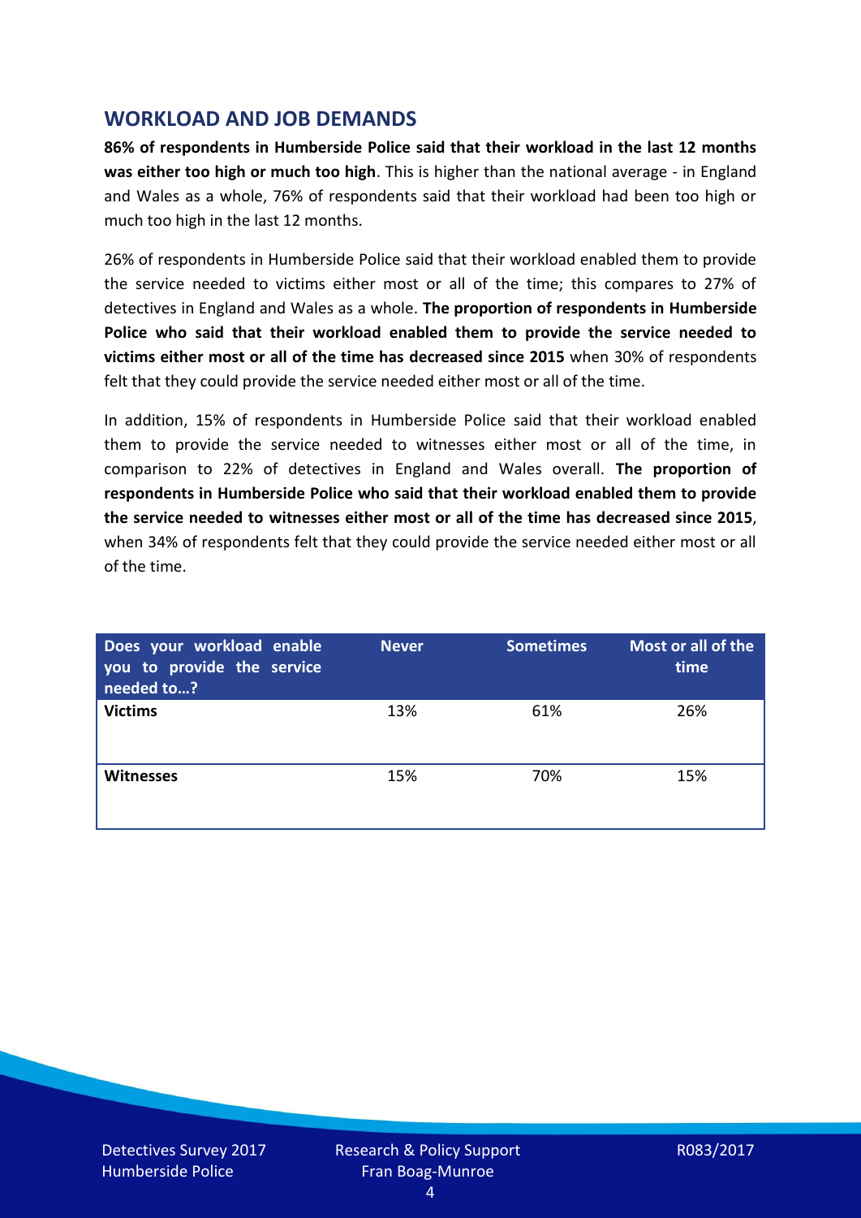## WORKLOAD AND JOB DEMANDS

**86% of respondents in Humberside Police said that their workload in the last 12 months was either too high or much too high**. This is higher than the national average - in England and Wales as a whole, 76% of respondents said that their workload had been too high or much too high in the last 12 months.

26% of respondents in Humberside Police said that their workload enabled them to provide the service needed to victims either most or all of the time; this compares to 27% of detectives in England and Wales as a whole. **The proportion of respondents in Humberside Police who said that their workload enabled them to provide the service needed to victims either most or all of the time has decreased since 2015** when 30% of respondents felt that they could provide the service needed either most or all of the time.

In addition, 15% of respondents in Humberside Police said that their workload enabled them to provide the service needed to witnesses either most or all of the time, in comparison to 22% of detectives in England and Wales overall. **The proportion of respondents in Humberside Police who said that their workload enabled them to provide the service needed to witnesses either most or all of the time has decreased since 2015**, when 34% of respondents felt that they could provide the service needed either most or all of the time.

| Does your workload enable you to provide the service needed to…? | Never | Sometimes | Most or all of the time |
|---|---|---|---|
| **Victims** | 13% | 61% | 26% |
| **Witnesses** | 15% | 70% | 15% |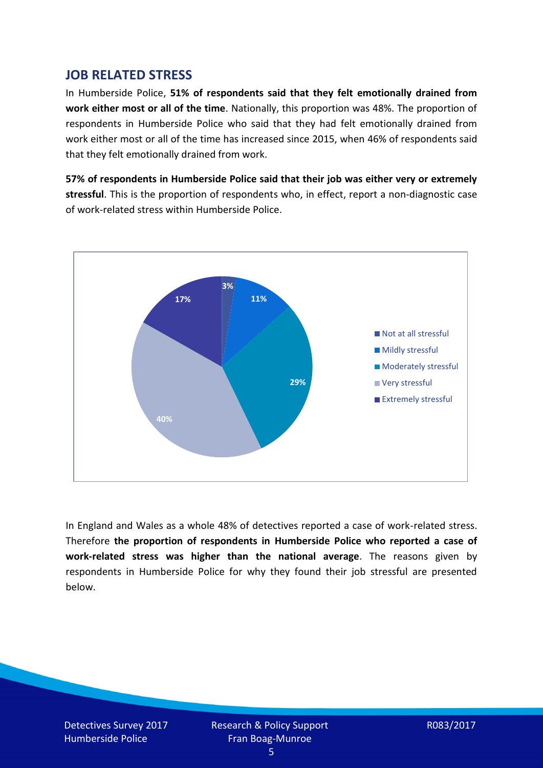## JOB RELATED STRESS

In Humberside Police, **51% of respondents said that they felt emotionally drained from work either most or all of the time**. Nationally, this proportion was 48%. The proportion of respondents in Humberside Police who said that they had felt emotionally drained from work either most or all of the time has increased since 2015, when 46% of respondents said that they felt emotionally drained from work.

**57% of respondents in Humberside Police said that their job was either very or extremely stressful**. This is the proportion of respondents who, in effect, report a non-diagnostic case of work-related stress within Humberside Police.

| Response | Percentage |
|---|---|
| Not at all stressful | 3% |
| Mildly stressful | 11% |
| Moderately stressful | 29% |
| Very stressful | 40% |
| Extremely stressful | 17% |

In England and Wales as a whole 48% of detectives reported a case of work-related stress. Therefore **the proportion of respondents in Humberside Police who reported a case of work-related stress was higher than the national average**. The reasons given by respondents in Humberside Police for why they found their job stressful are presented below.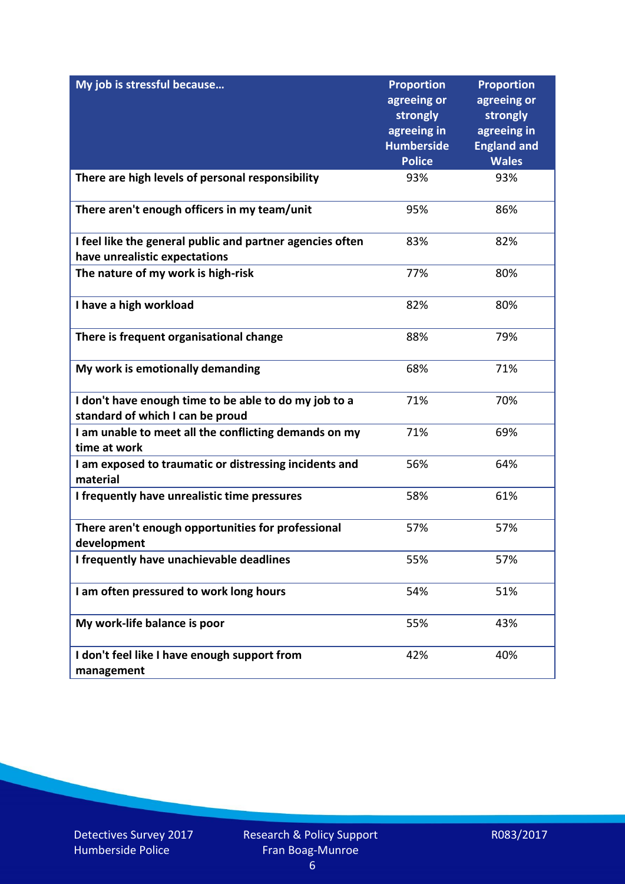| My job is stressful because… | Proportion agreeing or strongly agreeing in Humberside Police | Proportion agreeing or strongly agreeing in England and Wales |
|---|---|---|
| There are high levels of personal responsibility | 93% | 93% |
| There aren't enough officers in my team/unit | 95% | 86% |
| I feel like the general public and partner agencies often have unrealistic expectations | 83% | 82% |
| The nature of my work is high-risk | 77% | 80% |
| I have a high workload | 82% | 80% |
| There is frequent organisational change | 88% | 79% |
| My work is emotionally demanding | 68% | 71% |
| I don't have enough time to be able to do my job to a standard of which I can be proud | 71% | 70% |
| I am unable to meet all the conflicting demands on my time at work | 71% | 69% |
| I am exposed to traumatic or distressing incidents and material | 56% | 64% |
| I frequently have unrealistic time pressures | 58% | 61% |
| There aren't enough opportunities for professional development | 57% | 57% |
| I frequently have unachievable deadlines | 55% | 57% |
| I am often pressured to work long hours | 54% | 51% |
| My work-life balance is poor | 55% | 43% |
| I don't feel like I have enough support from management | 42% | 40% |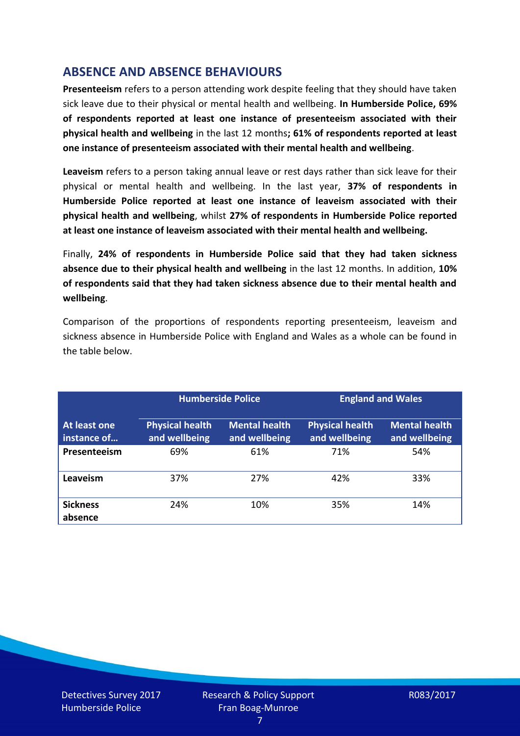## ABSENCE AND ABSENCE BEHAVIOURS

**Presenteeism** refers to a person attending work despite feeling that they should have taken sick leave due to their physical or mental health and wellbeing. **In Humberside Police, 69% of respondents reported at least one instance of presenteeism associated with their physical health and wellbeing** in the last 12 months**; 61% of respondents reported at least one instance of presenteeism associated with their mental health and wellbeing**.

**Leaveism** refers to a person taking annual leave or rest days rather than sick leave for their physical or mental health and wellbeing. In the last year, **37% of respondents in Humberside Police reported at least one instance of leaveism associated with their physical health and wellbeing**, whilst **27% of respondents in Humberside Police reported at least one instance of leaveism associated with their mental health and wellbeing.**

Finally, **24% of respondents in Humberside Police said that they had taken sickness absence due to their physical health and wellbeing** in the last 12 months. In addition, **10% of respondents said that they had taken sickness absence due to their mental health and wellbeing**.

Comparison of the proportions of respondents reporting presenteeism, leaveism and sickness absence in Humberside Police with England and Wales as a whole can be found in the table below.

| | Humberside Police | | England and Wales | |
|---|---|---|---|---|
| **At least one instance of…** | **Physical health and wellbeing** | **Mental health and wellbeing** | **Physical health and wellbeing** | **Mental health and wellbeing** |
| **Presenteeism** | 69% | 61% | 71% | 54% |
| **Leaveism** | 37% | 27% | 42% | 33% |
| **Sickness absence** | 24% | 10% | 35% | 14% |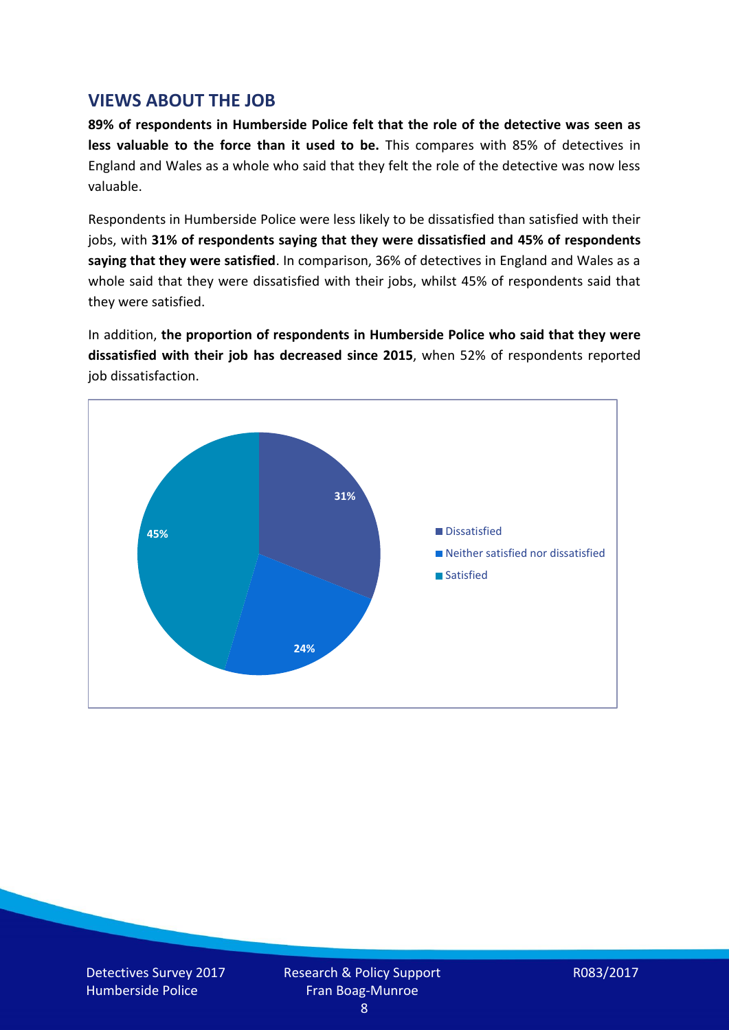## VIEWS ABOUT THE JOB

**89% of respondents in Humberside Police felt that the role of the detective was seen as less valuable to the force than it used to be.** This compares with 85% of detectives in England and Wales as a whole who said that they felt the role of the detective was now less valuable.

Respondents in Humberside Police were less likely to be dissatisfied than satisfied with their jobs, with **31% of respondents saying that they were dissatisfied and 45% of respondents saying that they were satisfied**. In comparison, 36% of detectives in England and Wales as a whole said that they were dissatisfied with their jobs, whilst 45% of respondents said that they were satisfied.

In addition, **the proportion of respondents in Humberside Police who said that they were dissatisfied with their job has decreased since 2015**, when 52% of respondents reported job dissatisfaction.

| Response | Percentage |
|---|---|
| Dissatisfied | 31% |
| Neither satisfied nor dissatisfied | 24% |
| Satisfied | 45% |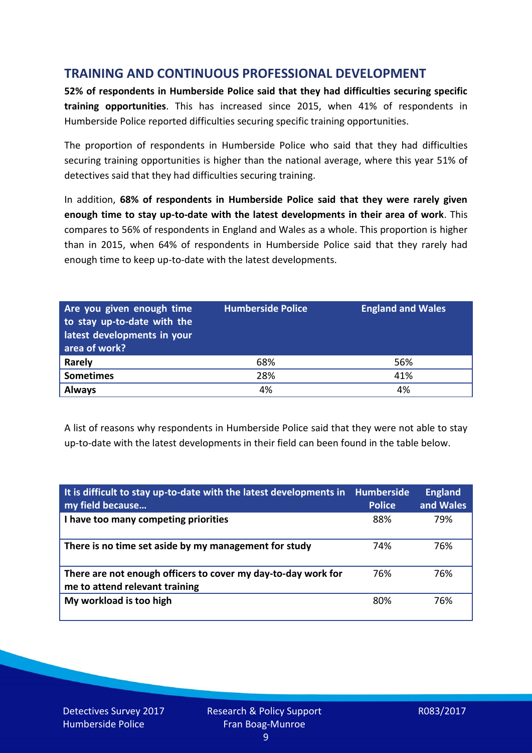## TRAINING AND CONTINUOUS PROFESSIONAL DEVELOPMENT

**52% of respondents in Humberside Police said that they had difficulties securing specific training opportunities**. This has increased since 2015, when 41% of respondents in Humberside Police reported difficulties securing specific training opportunities.

The proportion of respondents in Humberside Police who said that they had difficulties securing training opportunities is higher than the national average, where this year 51% of detectives said that they had difficulties securing training.

In addition, **68% of respondents in Humberside Police said that they were rarely given enough time to stay up-to-date with the latest developments in their area of work**. This compares to 56% of respondents in England and Wales as a whole. This proportion is higher than in 2015, when 64% of respondents in Humberside Police said that they rarely had enough time to keep up-to-date with the latest developments.

| Are you given enough time to stay up-to-date with the latest developments in your area of work? | Humberside Police | England and Wales |
|---|---|---|
| **Rarely** | 68% | 56% |
| **Sometimes** | 28% | 41% |
| **Always** | 4% | 4% |

A list of reasons why respondents in Humberside Police said that they were not able to stay up-to-date with the latest developments in their field can been found in the table below.

| It is difficult to stay up-to-date with the latest developments in my field because… | Humberside Police | England and Wales |
|---|---|---|
| **I have too many competing priorities** | 88% | 79% |
| **There is no time set aside by my management for study** | 74% | 76% |
| **There are not enough officers to cover my day-to-day work for me to attend relevant training** | 76% | 76% |
| **My workload is too high** | 80% | 76% |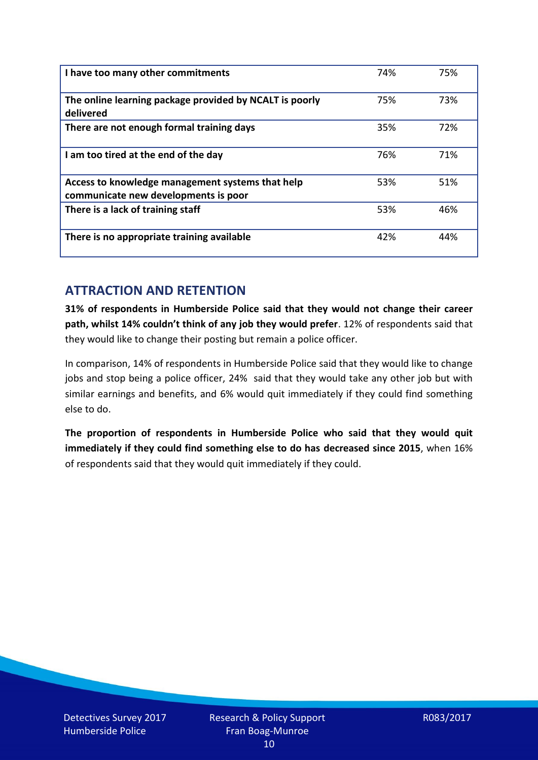| I have too many other commitments | 74% | 75% |
|---|---|---|
| The online learning package provided by NCALT is poorly delivered | 75% | 73% |
| There are not enough formal training days | 35% | 72% |
| I am too tired at the end of the day | 76% | 71% |
| Access to knowledge management systems that help communicate new developments is poor | 53% | 51% |
| There is a lack of training staff | 53% | 46% |
| There is no appropriate training available | 42% | 44% |

## ATTRACTION AND RETENTION

**31% of respondents in Humberside Police said that they would not change their career path, whilst 14% couldn't think of any job they would prefer**. 12% of respondents said that they would like to change their posting but remain a police officer.

In comparison, 14% of respondents in Humberside Police said that they would like to change jobs and stop being a police officer, 24% said that they would take any other job but with similar earnings and benefits, and 6% would quit immediately if they could find something else to do.

**The proportion of respondents in Humberside Police who said that they would quit immediately if they could find something else to do has decreased since 2015**, when 16% of respondents said that they would quit immediately if they could.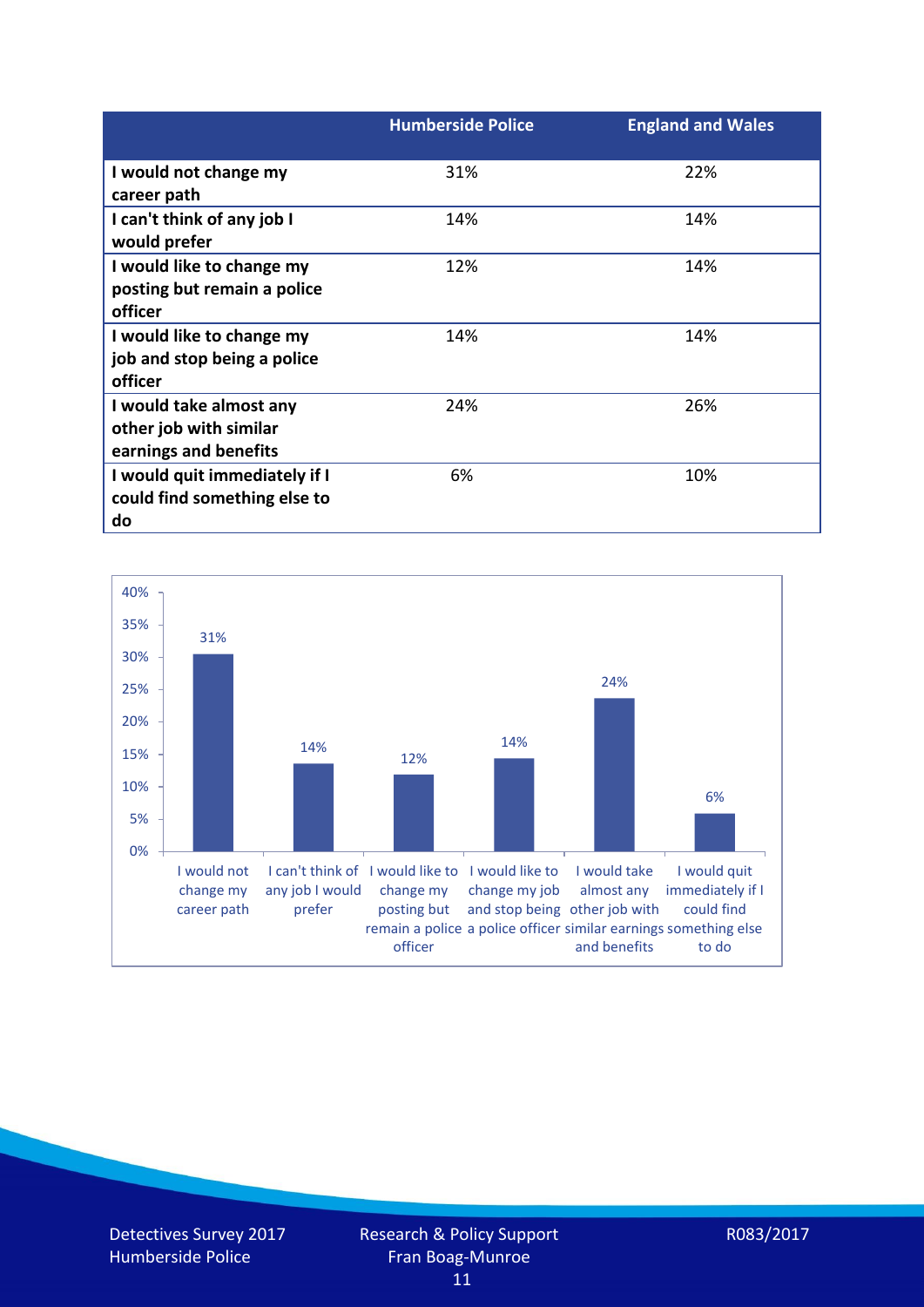| | Humberside Police | England and Wales |
|---|---|---|
| I would not change my career path | 31% | 22% |
| I can't think of any job I would prefer | 14% | 14% |
| I would like to change my posting but remain a police officer | 12% | 14% |
| I would like to change my job and stop being a police officer | 14% | 14% |
| I would take almost any other job with similar earnings and benefits | 24% | 26% |
| I would quit immediately if I could find something else to do | 6% | 10% |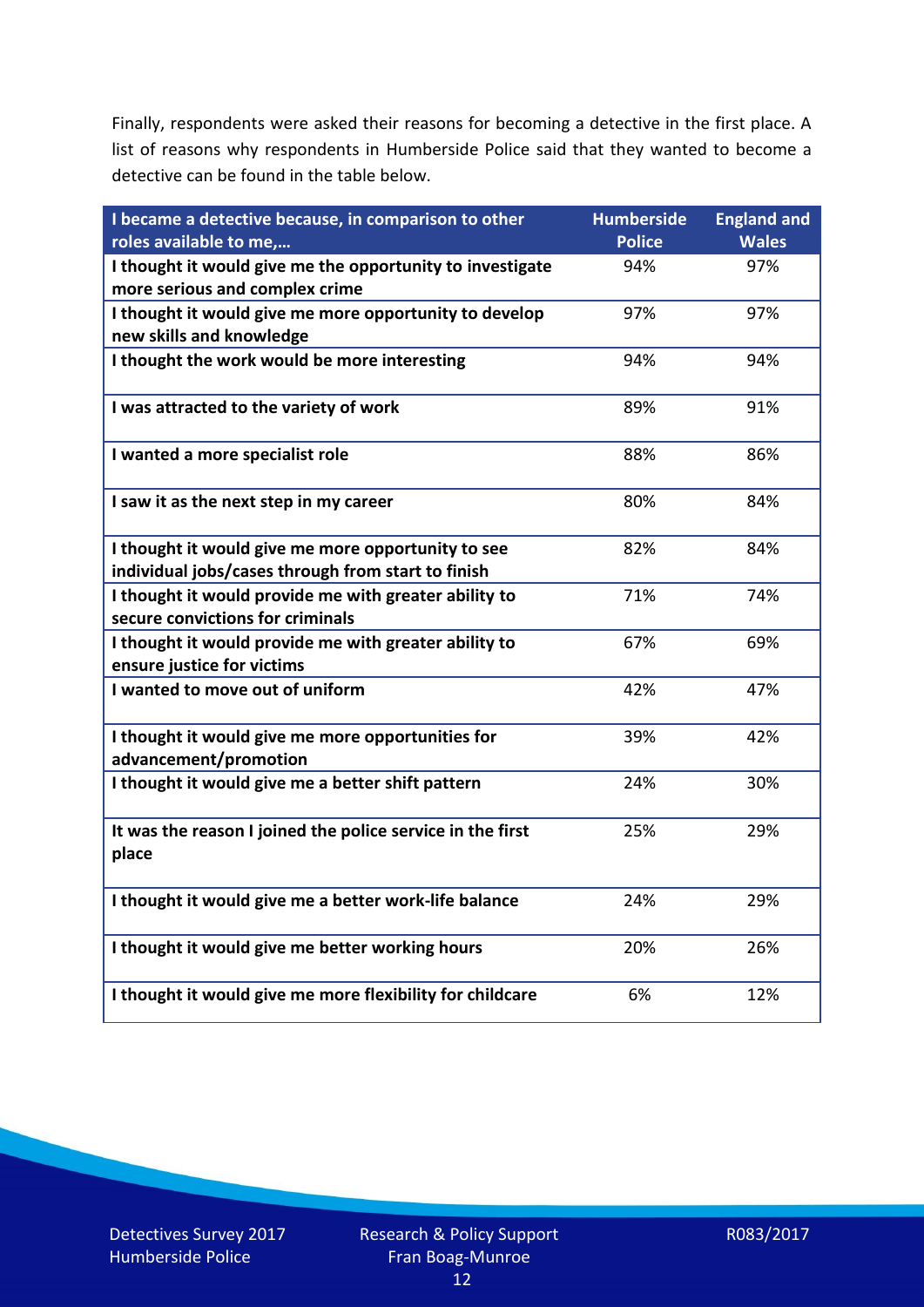Finally, respondents were asked their reasons for becoming a detective in the first place. A list of reasons why respondents in Humberside Police said that they wanted to become a detective can be found in the table below.

| I became a detective because, in comparison to other roles available to me,… | Humberside Police | England and Wales |
|---|---|---|
| I thought it would give me the opportunity to investigate more serious and complex crime | 94% | 97% |
| I thought it would give me more opportunity to develop new skills and knowledge | 97% | 97% |
| I thought the work would be more interesting | 94% | 94% |
| I was attracted to the variety of work | 89% | 91% |
| I wanted a more specialist role | 88% | 86% |
| I saw it as the next step in my career | 80% | 84% |
| I thought it would give me more opportunity to see individual jobs/cases through from start to finish | 82% | 84% |
| I thought it would provide me with greater ability to secure convictions for criminals | 71% | 74% |
| I thought it would provide me with greater ability to ensure justice for victims | 67% | 69% |
| I wanted to move out of uniform | 42% | 47% |
| I thought it would give me more opportunities for advancement/promotion | 39% | 42% |
| I thought it would give me a better shift pattern | 24% | 30% |
| It was the reason I joined the police service in the first place | 25% | 29% |
| I thought it would give me a better work-life balance | 24% | 29% |
| I thought it would give me better working hours | 20% | 26% |
| I thought it would give me more flexibility for childcare | 6% | 12% |